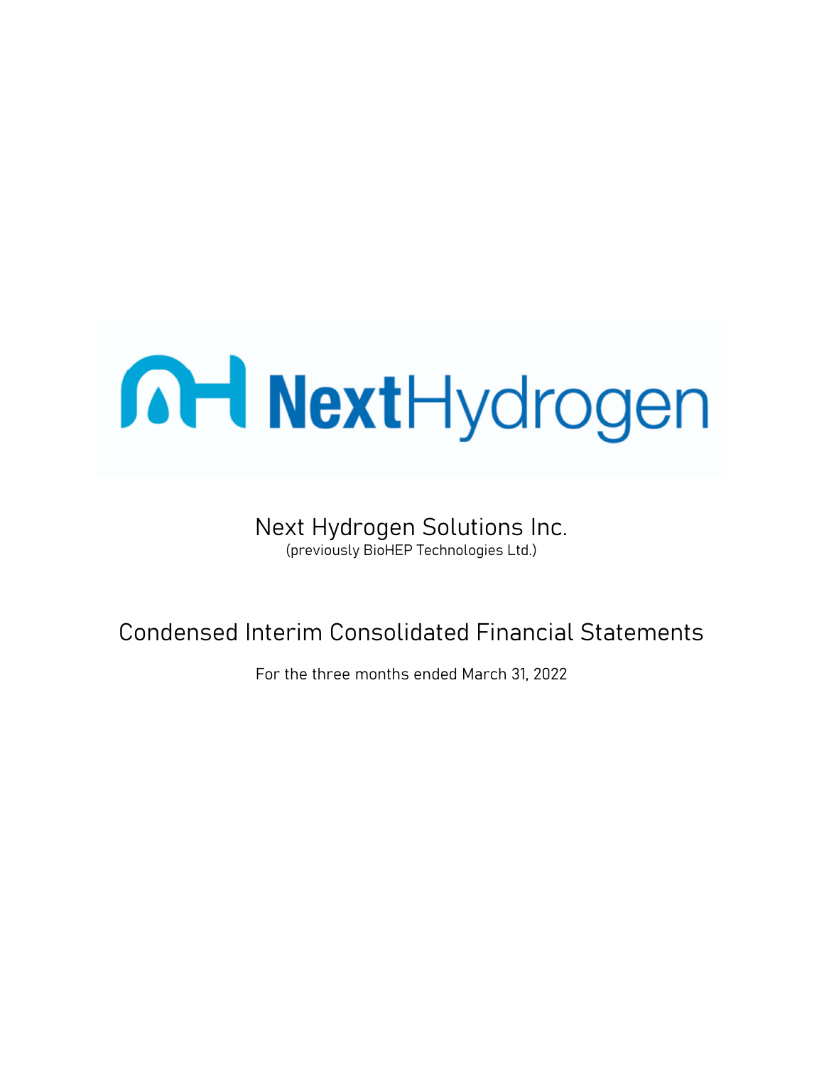NextHydrogen

# Next Hydrogen Solutions Inc.

(previously BioHEP Technologies Ltd.)

## Condensed Interim Consolidated Financial Statements

For the three months ended March 31, 2022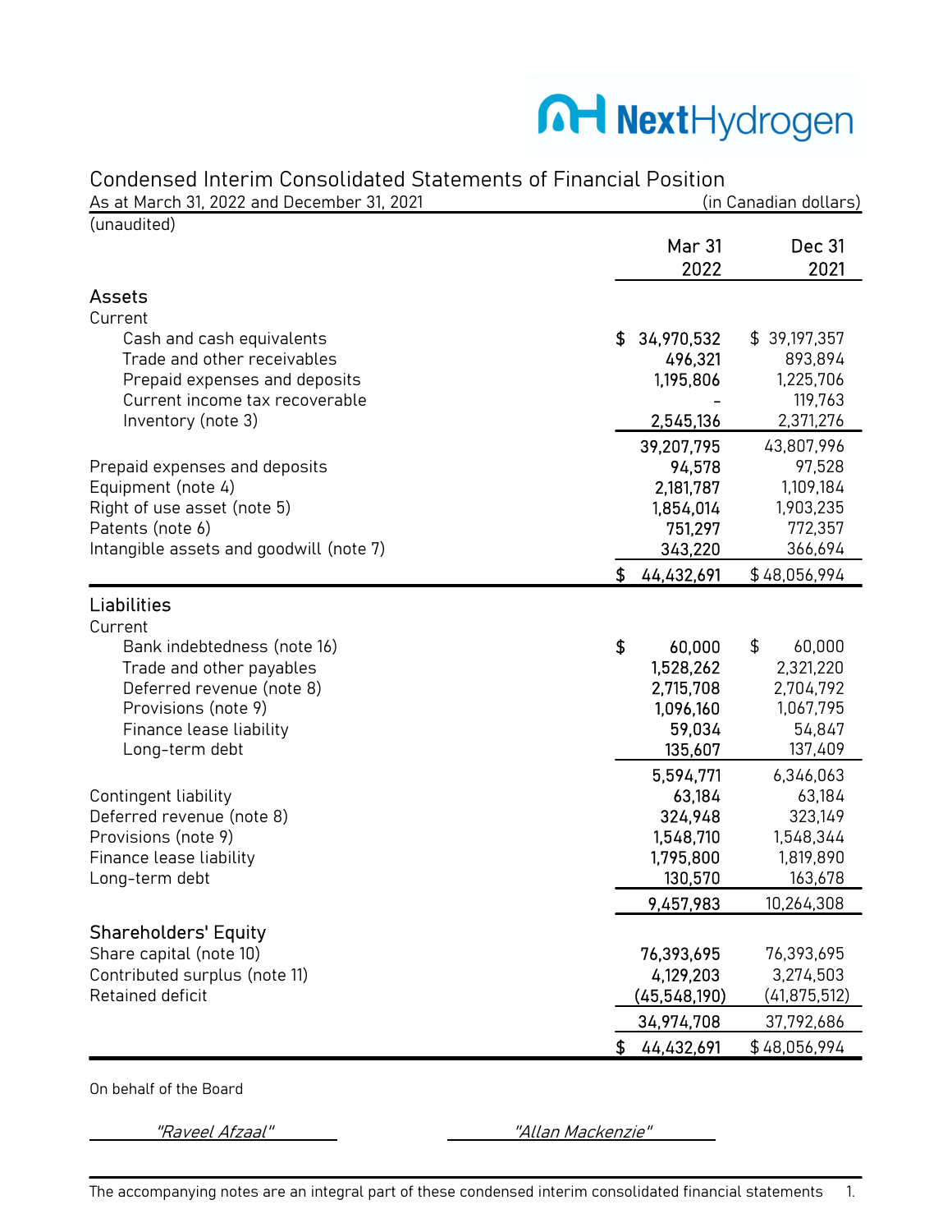NextHydrogen

## Condensed Interim Consolidated Statements of Financial Position

As at March 31, 2022 and December 31, 2021 (in Canadian dollars)

(unaudited)

| | Mar 31 2022 | Dec 31 2021 |
|---|---|---|
| **Assets** | | |
| Current | | |
| Cash and cash equivalents | $ 34,970,532 | $ 39,197,357 |
| Trade and other receivables | 496,321 | 893,894 |
| Prepaid expenses and deposits | 1,195,806 | 1,225,706 |
| Current income tax recoverable | - | 119,763 |
| Inventory (note 3) | 2,545,136 | 2,371,276 |
| | 39,207,795 | 43,807,996 |
| Prepaid expenses and deposits | 94,578 | 97,528 |
| Equipment (note 4) | 2,181,787 | 1,109,184 |
| Right of use asset (note 5) | 1,854,014 | 1,903,235 |
| Patents (note 6) | 751,297 | 772,357 |
| Intangible assets and goodwill (note 7) | 343,220 | 366,694 |
| | $ 44,432,691 | $ 48,056,994 |
| **Liabilities** | | |
| Current | | |
| Bank indebtedness (note 16) | $ 60,000 | $ 60,000 |
| Trade and other payables | 1,528,262 | 2,321,220 |
| Deferred revenue (note 8) | 2,715,708 | 2,704,792 |
| Provisions (note 9) | 1,096,160 | 1,067,795 |
| Finance lease liability | 59,034 | 54,847 |
| Long-term debt | 135,607 | 137,409 |
| | 5,594,771 | 6,346,063 |
| Contingent liability | 63,184 | 63,184 |
| Deferred revenue (note 8) | 324,948 | 323,149 |
| Provisions (note 9) | 1,548,710 | 1,548,344 |
| Finance lease liability | 1,795,800 | 1,819,890 |
| Long-term debt | 130,570 | 163,678 |
| | 9,457,983 | 10,264,308 |
| **Shareholders' Equity** | | |
| Share capital (note 10) | 76,393,695 | 76,393,695 |
| Contributed surplus (note 11) | 4,129,203 | 3,274,503 |
| Retained deficit | (45,548,190) | (41,875,512) |
| | 34,974,708 | 37,792,686 |
| | $ 44,432,691 | $ 48,056,994 |

On behalf of the Board

*"Raveel Afzaal"* *"Allan Mackenzie"*

The accompanying notes are an integral part of these condensed interim consolidated financial statements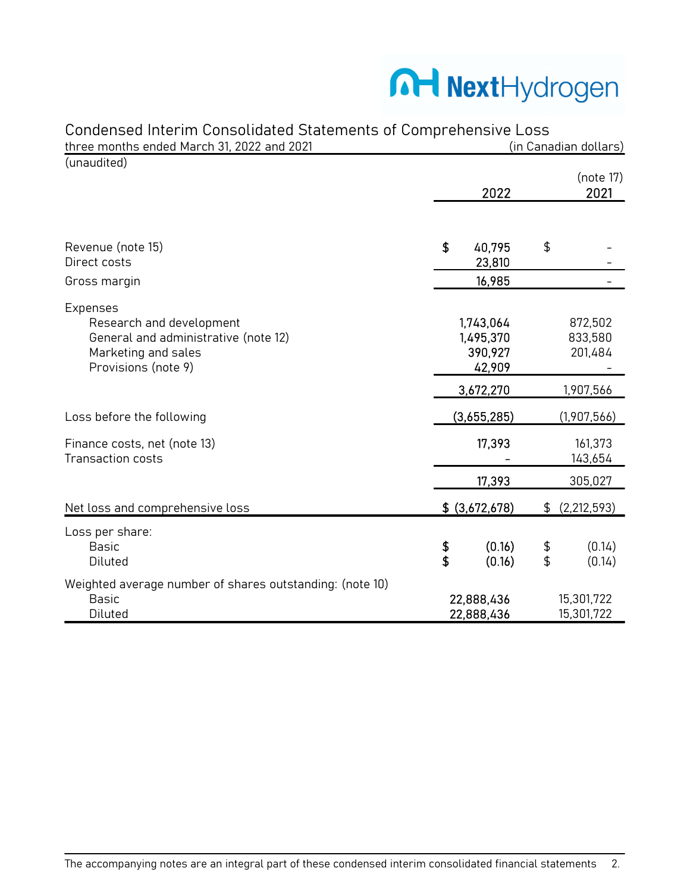# Condensed Interim Consolidated Statements of Comprehensive Loss

three months ended March 31, 2022 and 2021 (in Canadian dollars)

(unaudited)

| | 2022 | (note 17) 2021 |
|---|---|---|
| Revenue (note 15) | $ 40,795 | $ - |
| Direct costs | 23,810 | - |
| Gross margin | 16,985 | - |
| Expenses | | |
| Research and development | 1,743,064 | 872,502 |
| General and administrative (note 12) | 1,495,370 | 833,580 |
| Marketing and sales | 390,927 | 201,484 |
| Provisions (note 9) | 42,909 | - |
| | 3,672,270 | 1,907,566 |
| Loss before the following | (3,655,285) | (1,907,566) |
| Finance costs, net (note 13) | 17,393 | 161,373 |
| Transaction costs | - | 143,654 |
| | 17,393 | 305,027 |
| Net loss and comprehensive loss | $ (3,672,678) | $ (2,212,593) |
| Loss per share: | | |
| Basic | $ (0.16) | $ (0.14) |
| Diluted | $ (0.16) | $ (0.14) |
| Weighted average number of shares outstanding: (note 10) | | |
| Basic | 22,888,436 | 15,301,722 |
| Diluted | 22,888,436 | 15,301,722 |

The accompanying notes are an integral part of these condensed interim consolidated financial statements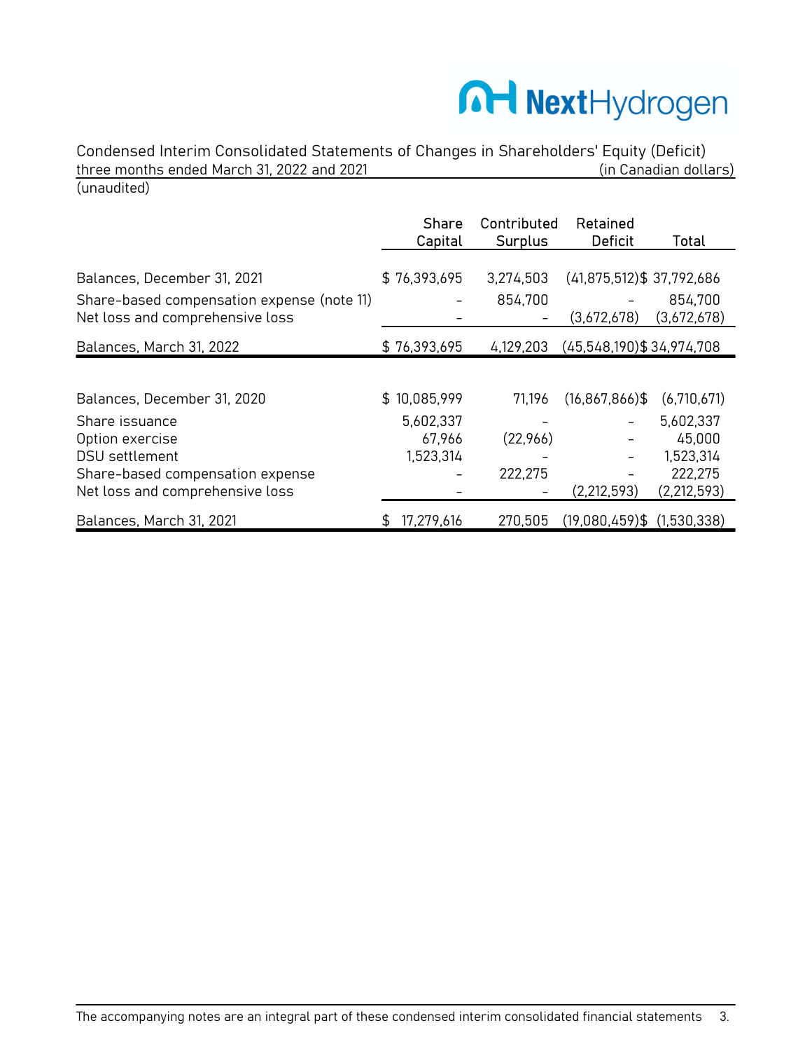NextHydrogen

Condensed Interim Consolidated Statements of Changes in Shareholders' Equity (Deficit)
three months ended March 31, 2022 and 2021 (in Canadian dollars)
(unaudited)

| | Share Capital | Contributed Surplus | Retained Deficit | Total |
|---|---|---|---|---|
| Balances, December 31, 2021 | $ 76,393,695 | 3,274,503 | (41,875,512) | $ 37,792,686 |
| Share-based compensation expense (note 11) | - | 854,700 | - | 854,700 |
| Net loss and comprehensive loss | - | - | (3,672,678) | (3,672,678) |
| Balances, March 31, 2022 | $ 76,393,695 | 4,129,203 | (45,548,190) | $ 34,974,708 |
| | | | | |
| Balances, December 31, 2020 | $ 10,085,999 | 71,196 | (16,867,866) | $ (6,710,671) |
| Share issuance | 5,602,337 | - | - | 5,602,337 |
| Option exercise | 67,966 | (22,966) | - | 45,000 |
| DSU settlement | 1,523,314 | - | - | 1,523,314 |
| Share-based compensation expense | - | 222,275 | - | 222,275 |
| Net loss and comprehensive loss | - | - | (2,212,593) | (2,212,593) |
| Balances, March 31, 2021 | $ 17,279,616 | 270,505 | (19,080,459) | $ (1,530,338) |

The accompanying notes are an integral part of these condensed interim consolidated financial statements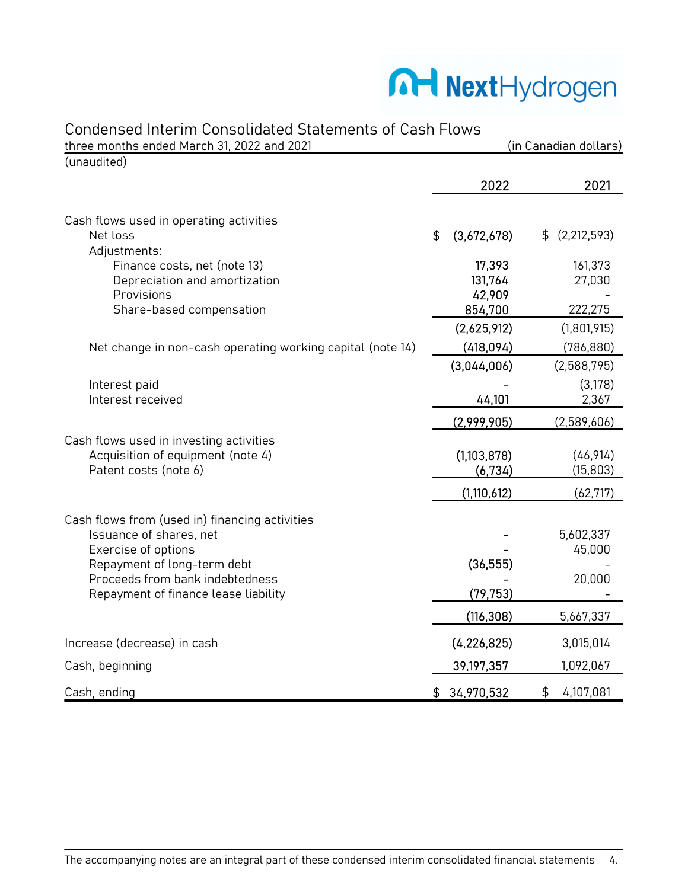# NextHydrogen

## Condensed Interim Consolidated Statements of Cash Flows

three months ended March 31, 2022 and 2021 (in Canadian dollars)

(unaudited)

| | 2022 | 2021 |
|---|---|---|
| **Cash flows used in operating activities** | | |
| Net loss | $ (3,672,678) | $ (2,212,593) |
| Adjustments: | | |
| Finance costs, net (note 13) | 17,393 | 161,373 |
| Depreciation and amortization | 131,764 | 27,030 |
| Provisions | 42,909 | - |
| Share-based compensation | 854,700 | 222,275 |
| | (2,625,912) | (1,801,915) |
| Net change in non-cash operating working capital (note 14) | (418,094) | (786,880) |
| | (3,044,006) | (2,588,795) |
| Interest paid | - | (3,178) |
| Interest received | 44,101 | 2,367 |
| | (2,999,905) | (2,589,606) |
| **Cash flows used in investing activities** | | |
| Acquisition of equipment (note 4) | (1,103,878) | (46,914) |
| Patent costs (note 6) | (6,734) | (15,803) |
| | (1,110,612) | (62,717) |
| **Cash flows from (used in) financing activities** | | |
| Issuance of shares, net | - | 5,602,337 |
| Exercise of options | - | 45,000 |
| Repayment of long-term debt | (36,555) | - |
| Proceeds from bank indebtedness | - | 20,000 |
| Repayment of finance lease liability | (79,753) | - |
| | (116,308) | 5,667,337 |
| Increase (decrease) in cash | (4,226,825) | 3,015,014 |
| Cash, beginning | 39,197,357 | 1,092,067 |
| Cash, ending | $ 34,970,532 | $ 4,107,081 |

The accompanying notes are an integral part of these condensed interim consolidated financial statements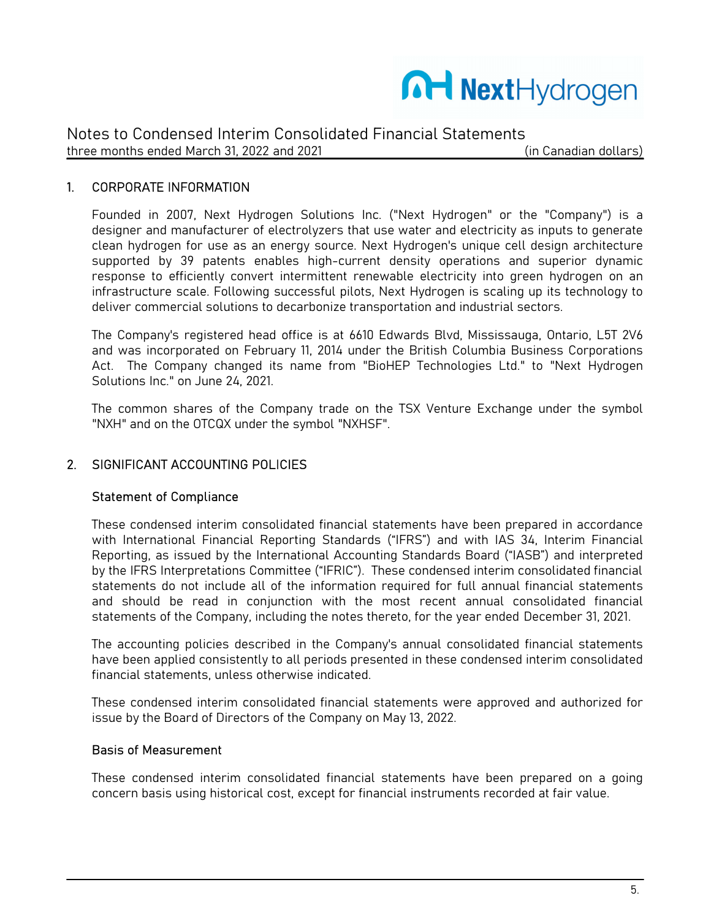# Notes to Condensed Interim Consolidated Financial Statements

three months ended March 31, 2022 and 2021 (in Canadian dollars)

## 1. CORPORATE INFORMATION

Founded in 2007, Next Hydrogen Solutions Inc. ("Next Hydrogen" or the "Company") is a designer and manufacturer of electrolyzers that use water and electricity as inputs to generate clean hydrogen for use as an energy source. Next Hydrogen's unique cell design architecture supported by 39 patents enables high-current density operations and superior dynamic response to efficiently convert intermittent renewable electricity into green hydrogen on an infrastructure scale. Following successful pilots, Next Hydrogen is scaling up its technology to deliver commercial solutions to decarbonize transportation and industrial sectors.

The Company's registered head office is at 6610 Edwards Blvd, Mississauga, Ontario, L5T 2V6 and was incorporated on February 11, 2014 under the British Columbia Business Corporations Act. The Company changed its name from "BioHEP Technologies Ltd." to "Next Hydrogen Solutions Inc." on June 24, 2021.

The common shares of the Company trade on the TSX Venture Exchange under the symbol "NXH" and on the OTCQX under the symbol "NXHSF".

## 2. SIGNIFICANT ACCOUNTING POLICIES

### Statement of Compliance

These condensed interim consolidated financial statements have been prepared in accordance with International Financial Reporting Standards ("IFRS") and with IAS 34, Interim Financial Reporting, as issued by the International Accounting Standards Board ("IASB") and interpreted by the IFRS Interpretations Committee ("IFRIC"). These condensed interim consolidated financial statements do not include all of the information required for full annual financial statements and should be read in conjunction with the most recent annual consolidated financial statements of the Company, including the notes thereto, for the year ended December 31, 2021.

The accounting policies described in the Company's annual consolidated financial statements have been applied consistently to all periods presented in these condensed interim consolidated financial statements, unless otherwise indicated.

These condensed interim consolidated financial statements were approved and authorized for issue by the Board of Directors of the Company on May 13, 2022.

### Basis of Measurement

These condensed interim consolidated financial statements have been prepared on a going concern basis using historical cost, except for financial instruments recorded at fair value.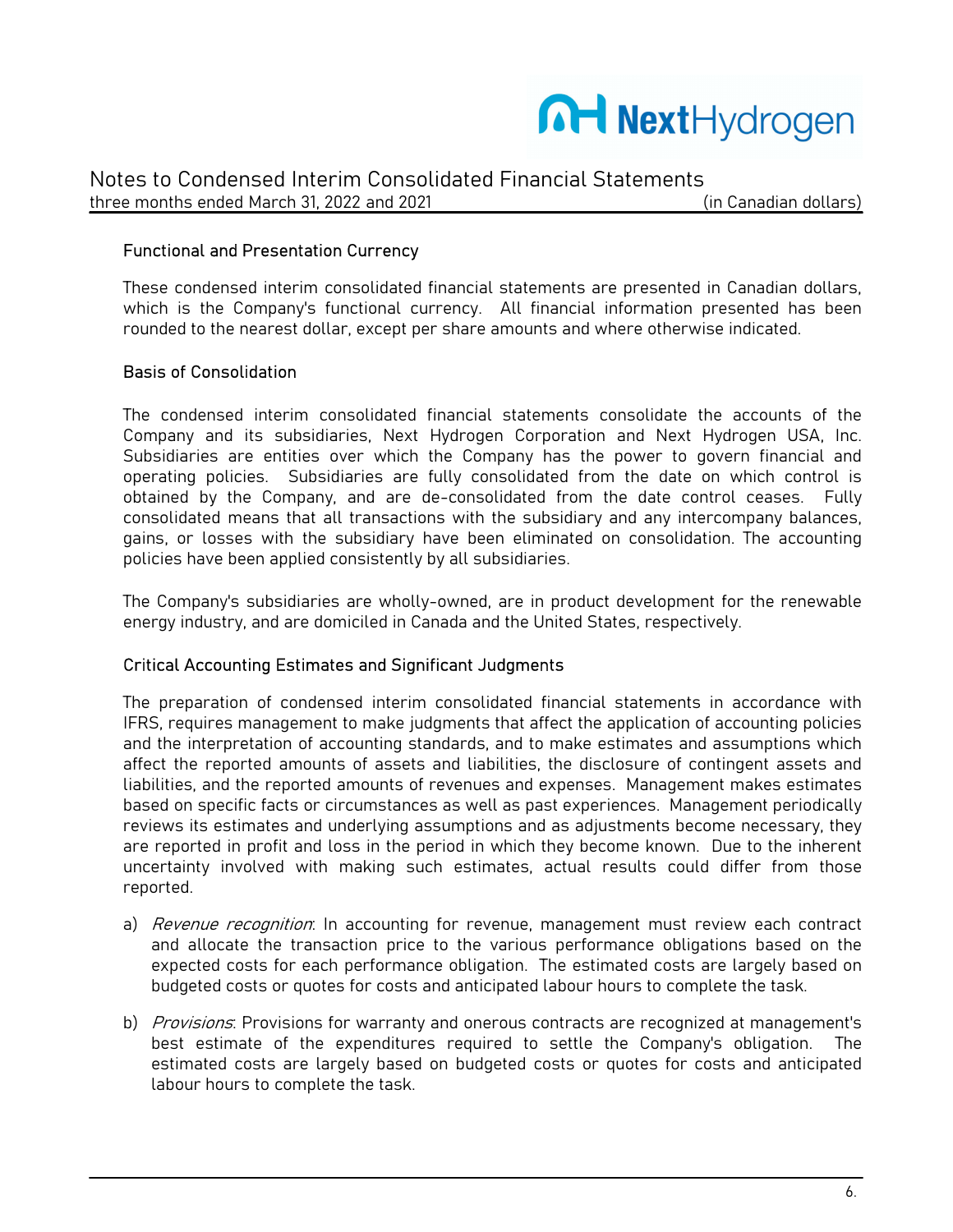### Functional and Presentation Currency

These condensed interim consolidated financial statements are presented in Canadian dollars, which is the Company's functional currency. All financial information presented has been rounded to the nearest dollar, except per share amounts and where otherwise indicated.

### Basis of Consolidation

The condensed interim consolidated financial statements consolidate the accounts of the Company and its subsidiaries, Next Hydrogen Corporation and Next Hydrogen USA, Inc. Subsidiaries are entities over which the Company has the power to govern financial and operating policies. Subsidiaries are fully consolidated from the date on which control is obtained by the Company, and are de-consolidated from the date control ceases. Fully consolidated means that all transactions with the subsidiary and any intercompany balances, gains, or losses with the subsidiary have been eliminated on consolidation. The accounting policies have been applied consistently by all subsidiaries.

The Company's subsidiaries are wholly-owned, are in product development for the renewable energy industry, and are domiciled in Canada and the United States, respectively.

### Critical Accounting Estimates and Significant Judgments

The preparation of condensed interim consolidated financial statements in accordance with IFRS, requires management to make judgments that affect the application of accounting policies and the interpretation of accounting standards, and to make estimates and assumptions which affect the reported amounts of assets and liabilities, the disclosure of contingent assets and liabilities, and the reported amounts of revenues and expenses. Management makes estimates based on specific facts or circumstances as well as past experiences. Management periodically reviews its estimates and underlying assumptions and as adjustments become necessary, they are reported in profit and loss in the period in which they become known. Due to the inherent uncertainty involved with making such estimates, actual results could differ from those reported.

a) *Revenue recognition*: In accounting for revenue, management must review each contract and allocate the transaction price to the various performance obligations based on the expected costs for each performance obligation. The estimated costs are largely based on budgeted costs or quotes for costs and anticipated labour hours to complete the task.

b) *Provisions*: Provisions for warranty and onerous contracts are recognized at management's best estimate of the expenditures required to settle the Company's obligation. The estimated costs are largely based on budgeted costs or quotes for costs and anticipated labour hours to complete the task.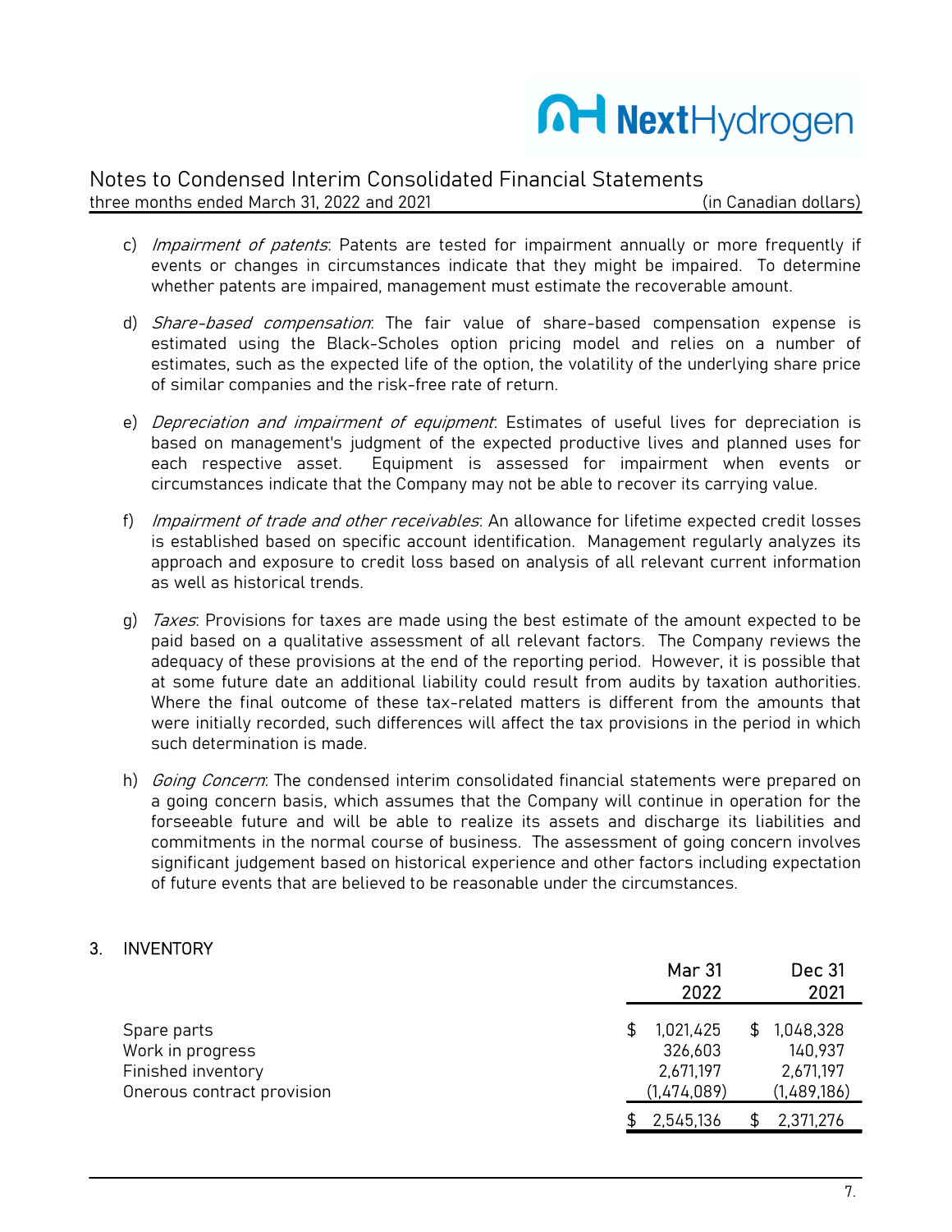c) *Impairment of patents*: Patents are tested for impairment annually or more frequently if events or changes in circumstances indicate that they might be impaired. To determine whether patents are impaired, management must estimate the recoverable amount.

d) *Share-based compensation*: The fair value of share-based compensation expense is estimated using the Black-Scholes option pricing model and relies on a number of estimates, such as the expected life of the option, the volatility of the underlying share price of similar companies and the risk-free rate of return.

e) *Depreciation and impairment of equipment*: Estimates of useful lives for depreciation is based on management's judgment of the expected productive lives and planned uses for each respective asset. Equipment is assessed for impairment when events or circumstances indicate that the Company may not be able to recover its carrying value.

f) *Impairment of trade and other receivables*: An allowance for lifetime expected credit losses is established based on specific account identification. Management regularly analyzes its approach and exposure to credit loss based on analysis of all relevant current information as well as historical trends.

g) *Taxes*: Provisions for taxes are made using the best estimate of the amount expected to be paid based on a qualitative assessment of all relevant factors. The Company reviews the adequacy of these provisions at the end of the reporting period. However, it is possible that at some future date an additional liability could result from audits by taxation authorities. Where the final outcome of these tax-related matters is different from the amounts that were initially recorded, such differences will affect the tax provisions in the period in which such determination is made.

h) *Going Concern*: The condensed interim consolidated financial statements were prepared on a going concern basis, which assumes that the Company will continue in operation for the forseeable future and will be able to realize its assets and discharge its liabilities and commitments in the normal course of business. The assessment of going concern involves significant judgement based on historical experience and other factors including expectation of future events that are believed to be reasonable under the circumstances.

## 3. INVENTORY

| | Mar 31 2022 | Dec 31 2021 |
|---|---|---|
| Spare parts | $ 1,021,425 | $ 1,048,328 |
| Work in progress | 326,603 | 140,937 |
| Finished inventory | 2,671,197 | 2,671,197 |
| Onerous contract provision | (1,474,089) | (1,489,186) |
| | $ 2,545,136 | $ 2,371,276 |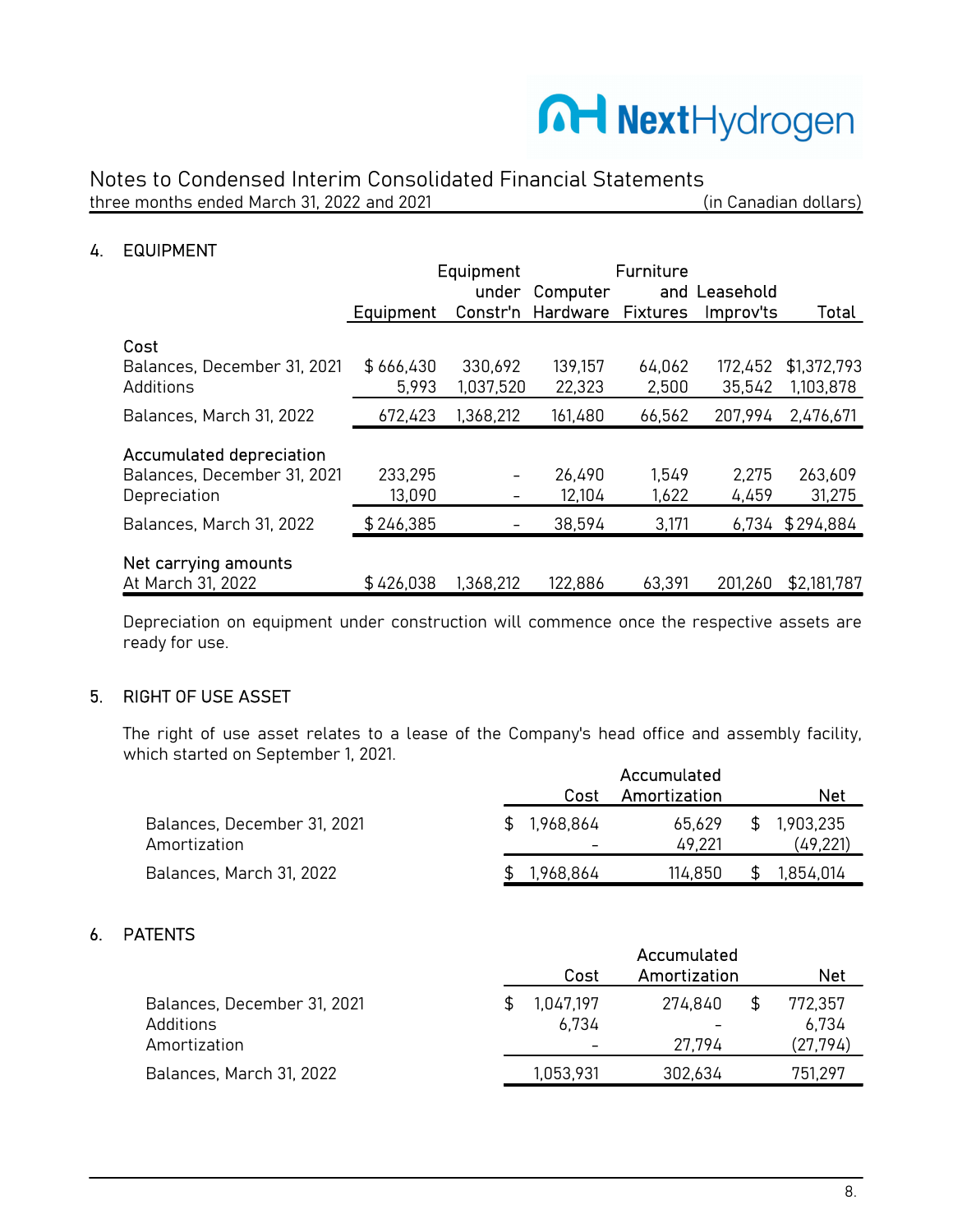Notes to Condensed Interim Consolidated Financial Statements
three months ended March 31, 2022 and 2021 (in Canadian dollars)

## 4. EQUIPMENT

| | Equipment | Equipment under Constr'n | Computer Hardware | Furniture and Fixtures | Leasehold Improv'ts | Total |
|---|---|---|---|---|---|---|
| **Cost** | | | | | | |
| Balances, December 31, 2021 | $ 666,430 | 330,692 | 139,157 | 64,062 | 172,452 | $1,372,793 |
| Additions | 5,993 | 1,037,520 | 22,323 | 2,500 | 35,542 | 1,103,878 |
| Balances, March 31, 2022 | 672,423 | 1,368,212 | 161,480 | 66,562 | 207,994 | 2,476,671 |
| **Accumulated depreciation** | | | | | | |
| Balances, December 31, 2021 | 233,295 | - | 26,490 | 1,549 | 2,275 | 263,609 |
| Depreciation | 13,090 | - | 12,104 | 1,622 | 4,459 | 31,275 |
| Balances, March 31, 2022 | $ 246,385 | - | 38,594 | 3,171 | 6,734 | $ 294,884 |
| **Net carrying amounts** | | | | | | |
| At March 31, 2022 | $ 426,038 | 1,368,212 | 122,886 | 63,391 | 201,260 | $2,181,787 |

Depreciation on equipment under construction will commence once the respective assets are ready for use.

## 5. RIGHT OF USE ASSET

The right of use asset relates to a lease of the Company's head office and assembly facility, which started on September 1, 2021.

| | Cost | Accumulated Amortization | Net |
|---|---|---|---|
| Balances, December 31, 2021 | $ 1,968,864 | 65,629 | $ 1,903,235 |
| Amortization | - | 49,221 | (49,221) |
| Balances, March 31, 2022 | $ 1,968,864 | 114,850 | $ 1,854,014 |

## 6. PATENTS

| | Cost | Accumulated Amortization | Net |
|---|---|---|---|
| Balances, December 31, 2021 | $ 1,047,197 | 274,840 | $ 772,357 |
| Additions | 6,734 | - | 6,734 |
| Amortization | - | 27,794 | (27,794) |
| Balances, March 31, 2022 | 1,053,931 | 302,634 | 751,297 |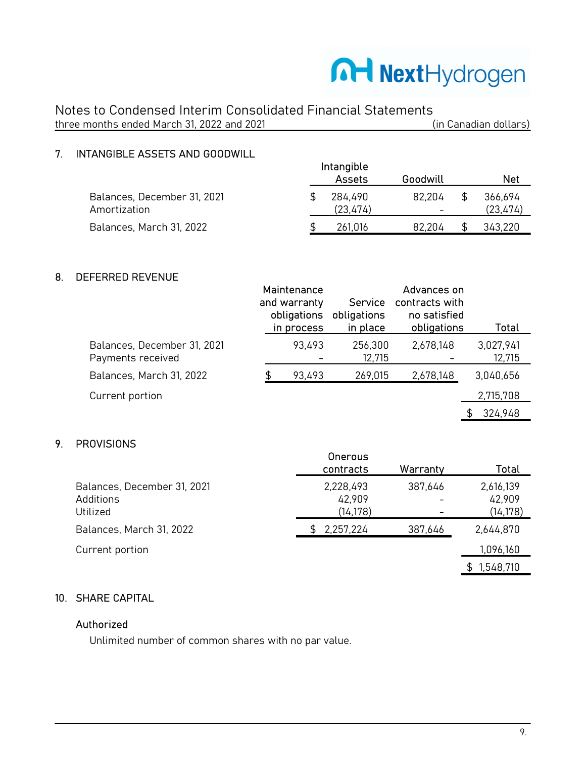Notes to Condensed Interim Consolidated Financial Statements
three months ended March 31, 2022 and 2021 (in Canadian dollars)

## 7. INTANGIBLE ASSETS AND GOODWILL

| | Intangible Assets | Goodwill | Net |
|---|---|---|---|
| Balances, December 31, 2021 | $ 284,490 | 82,204 | $ 366,694 |
| Amortization | (23,474) | - | (23,474) |
| Balances, March 31, 2022 | $ 261,016 | 82,204 | $ 343,220 |

## 8. DEFERRED REVENUE

| | Maintenance and warranty obligations in process | Service obligations in place | Advances on contracts with no satisfied obligations | Total |
|---|---|---|---|---|
| Balances, December 31, 2021 | 93,493 | 256,300 | 2,678,148 | 3,027,941 |
| Payments received | - | 12,715 | - | 12,715 |
| Balances, March 31, 2022 | $ 93,493 | 269,015 | 2,678,148 | 3,040,656 |
| Current portion | | | | 2,715,708 |
| | | | | $ 324,948 |

## 9. PROVISIONS

| | Onerous contracts | Warranty | Total |
|---|---|---|---|
| Balances, December 31, 2021 | 2,228,493 | 387,646 | 2,616,139 |
| Additions | 42,909 | - | 42,909 |
| Utilized | (14,178) | - | (14,178) |
| Balances, March 31, 2022 | $ 2,257,224 | 387,646 | 2,644,870 |
| Current portion | | | 1,096,160 |
| | | | $ 1,548,710 |

## 10. SHARE CAPITAL

### Authorized

Unlimited number of common shares with no par value.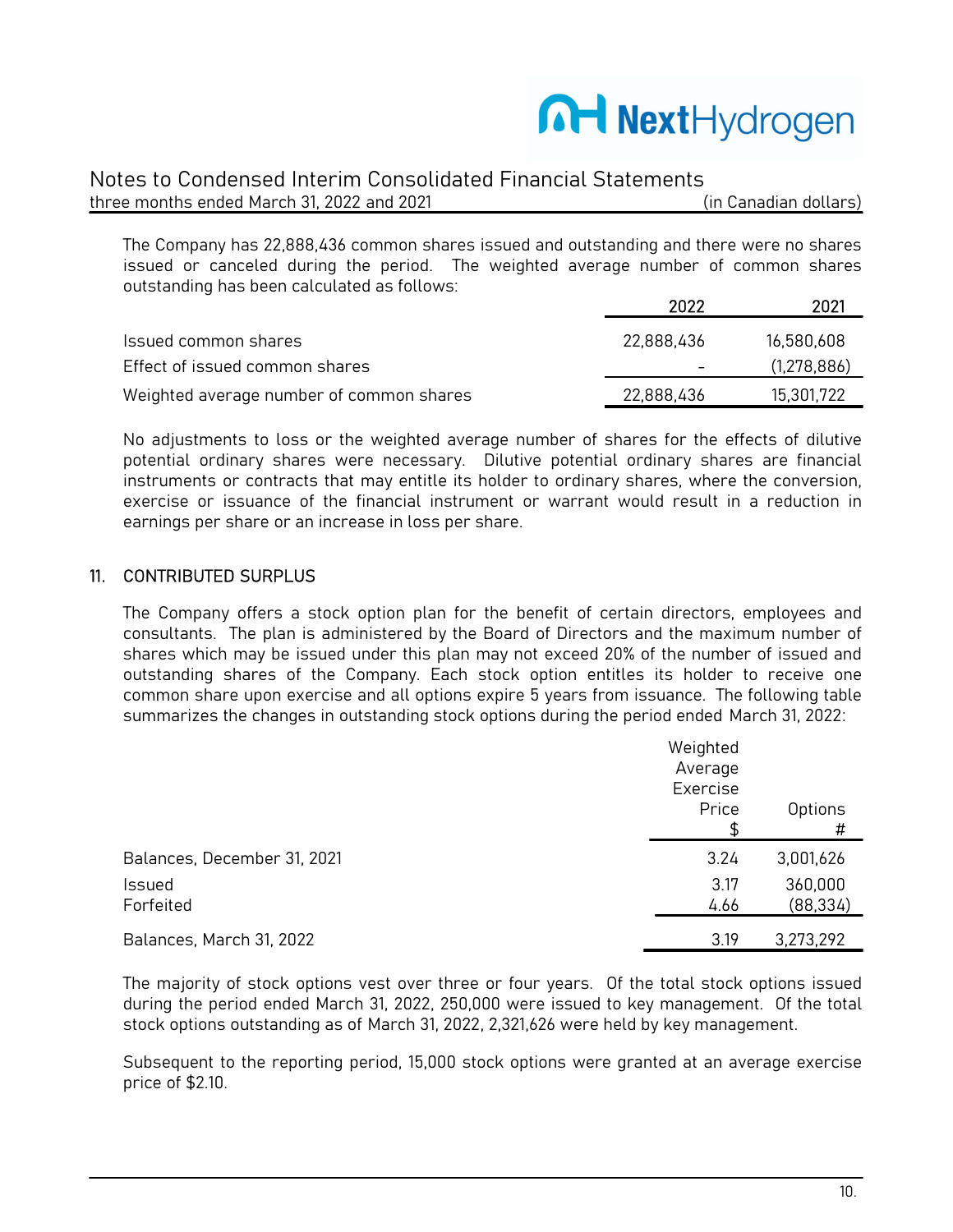The Company has 22,888,436 common shares issued and outstanding and there were no shares issued or canceled during the period. The weighted average number of common shares outstanding has been calculated as follows:

| | 2022 | 2021 |
|---|---|---|
| Issued common shares | 22,888,436 | 16,580,608 |
| Effect of issued common shares | - | (1,278,886) |
| Weighted average number of common shares | 22,888,436 | 15,301,722 |

No adjustments to loss or the weighted average number of shares for the effects of dilutive potential ordinary shares were necessary. Dilutive potential ordinary shares are financial instruments or contracts that may entitle its holder to ordinary shares, where the conversion, exercise or issuance of the financial instrument or warrant would result in a reduction in earnings per share or an increase in loss per share.

## 11. CONTRIBUTED SURPLUS

The Company offers a stock option plan for the benefit of certain directors, employees and consultants. The plan is administered by the Board of Directors and the maximum number of shares which may be issued under this plan may not exceed 20% of the number of issued and outstanding shares of the Company. Each stock option entitles its holder to receive one common share upon exercise and all options expire 5 years from issuance. The following table summarizes the changes in outstanding stock options during the period ended March 31, 2022:

| | Weighted Average Exercise Price $ | Options # |
|---|---|---|
| Balances, December 31, 2021 | 3.24 | 3,001,626 |
| Issued | 3.17 | 360,000 |
| Forfeited | 4.66 | (88,334) |
| Balances, March 31, 2022 | 3.19 | 3,273,292 |

The majority of stock options vest over three or four years. Of the total stock options issued during the period ended March 31, 2022, 250,000 were issued to key management. Of the total stock options outstanding as of March 31, 2022, 2,321,626 were held by key management.

Subsequent to the reporting period, 15,000 stock options were granted at an average exercise price of $2.10.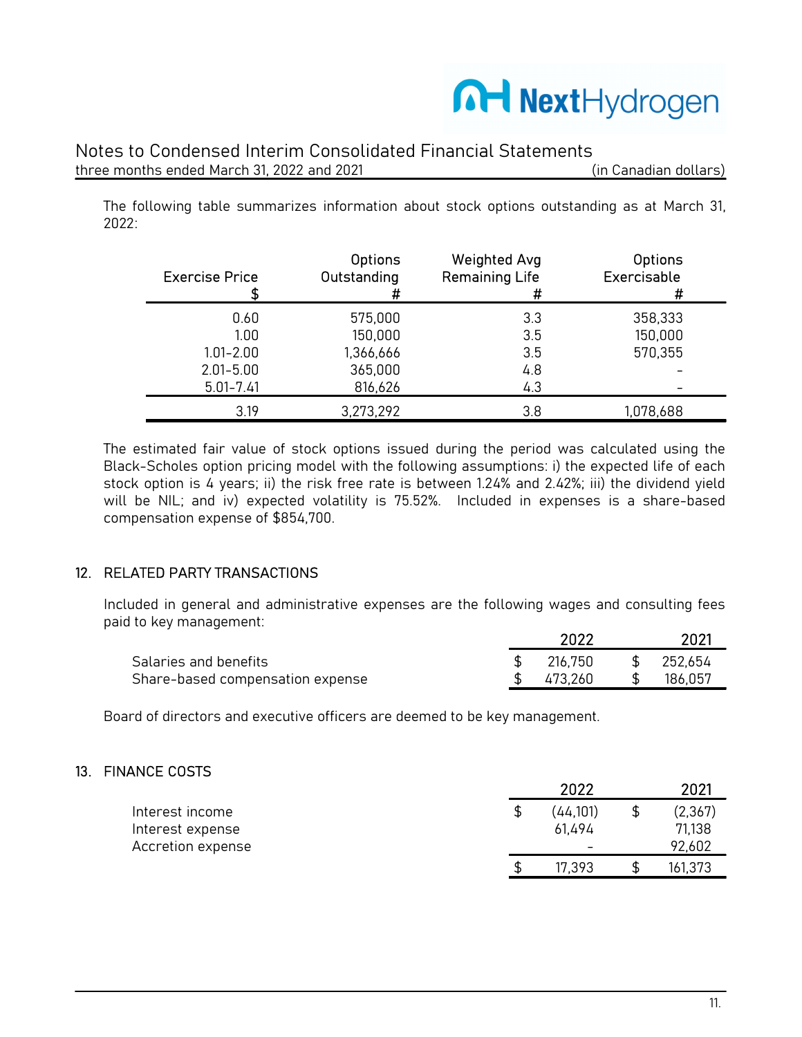The following table summarizes information about stock options outstanding as at March 31, 2022:

| Exercise Price $ | Options Outstanding # | Weighted Avg Remaining Life # | Options Exercisable # |
|---|---|---|---|
| 0.60 | 575,000 | 3.3 | 358,333 |
| 1.00 | 150,000 | 3.5 | 150,000 |
| 1.01-2.00 | 1,366,666 | 3.5 | 570,355 |
| 2.01-5.00 | 365,000 | 4.8 | - |
| 5.01-7.41 | 816,626 | 4.3 | - |
| 3.19 | 3,273,292 | 3.8 | 1,078,688 |

The estimated fair value of stock options issued during the period was calculated using the Black-Scholes option pricing model with the following assumptions: i) the expected life of each stock option is 4 years; ii) the risk free rate is between 1.24% and 2.42%; iii) the dividend yield will be NIL; and iv) expected volatility is 75.52%. Included in expenses is a share-based compensation expense of $854,700.

## 12. RELATED PARTY TRANSACTIONS

Included in general and administrative expenses are the following wages and consulting fees paid to key management:

| | 2022 | 2021 |
|---|---|---|
| Salaries and benefits | $ 216,750 | $ 252,654 |
| Share-based compensation expense | $ 473,260 | $ 186,057 |

Board of directors and executive officers are deemed to be key management.

## 13. FINANCE COSTS

| | 2022 | 2021 |
|---|---|---|
| Interest income | $ (44,101) | $ (2,367) |
| Interest expense | 61,494 | 71,138 |
| Accretion expense | - | 92,602 |
| | $ 17,393 | $ 161,373 |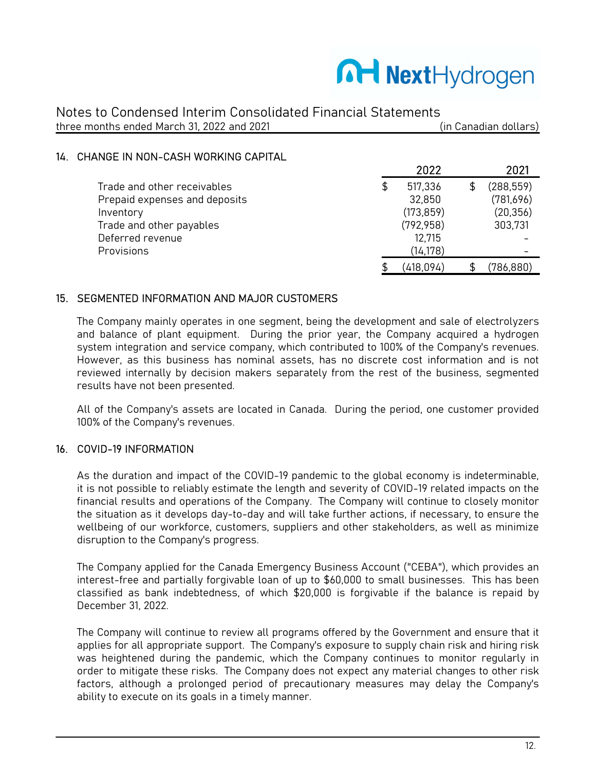## 14. CHANGE IN NON-CASH WORKING CAPITAL

| | 2022 | 2021 |
|---|---|---|
| Trade and other receivables | $ 517,336 | $ (288,559) |
| Prepaid expenses and deposits | 32,850 | (781,696) |
| Inventory | (173,859) | (20,356) |
| Trade and other payables | (792,958) | 303,731 |
| Deferred revenue | 12,715 | - |
| Provisions | (14,178) | - |
| | $ (418,094) | $ (786,880) |

## 15. SEGMENTED INFORMATION AND MAJOR CUSTOMERS

The Company mainly operates in one segment, being the development and sale of electrolyzers and balance of plant equipment. During the prior year, the Company acquired a hydrogen system integration and service company, which contributed to 100% of the Company's revenues. However, as this business has nominal assets, has no discrete cost information and is not reviewed internally by decision makers separately from the rest of the business, segmented results have not been presented.

All of the Company's assets are located in Canada. During the period, one customer provided 100% of the Company's revenues.

## 16. COVID-19 INFORMATION

As the duration and impact of the COVID-19 pandemic to the global economy is indeterminable, it is not possible to reliably estimate the length and severity of COVID-19 related impacts on the financial results and operations of the Company. The Company will continue to closely monitor the situation as it develops day-to-day and will take further actions, if necessary, to ensure the wellbeing of our workforce, customers, suppliers and other stakeholders, as well as minimize disruption to the Company's progress.

The Company applied for the Canada Emergency Business Account ("CEBA"), which provides an interest-free and partially forgivable loan of up to $60,000 to small businesses. This has been classified as bank indebtedness, of which $20,000 is forgivable if the balance is repaid by December 31, 2022.

The Company will continue to review all programs offered by the Government and ensure that it applies for all appropriate support. The Company's exposure to supply chain risk and hiring risk was heightened during the pandemic, which the Company continues to monitor regularly in order to mitigate these risks. The Company does not expect any material changes to other risk factors, although a prolonged period of precautionary measures may delay the Company's ability to execute on its goals in a timely manner.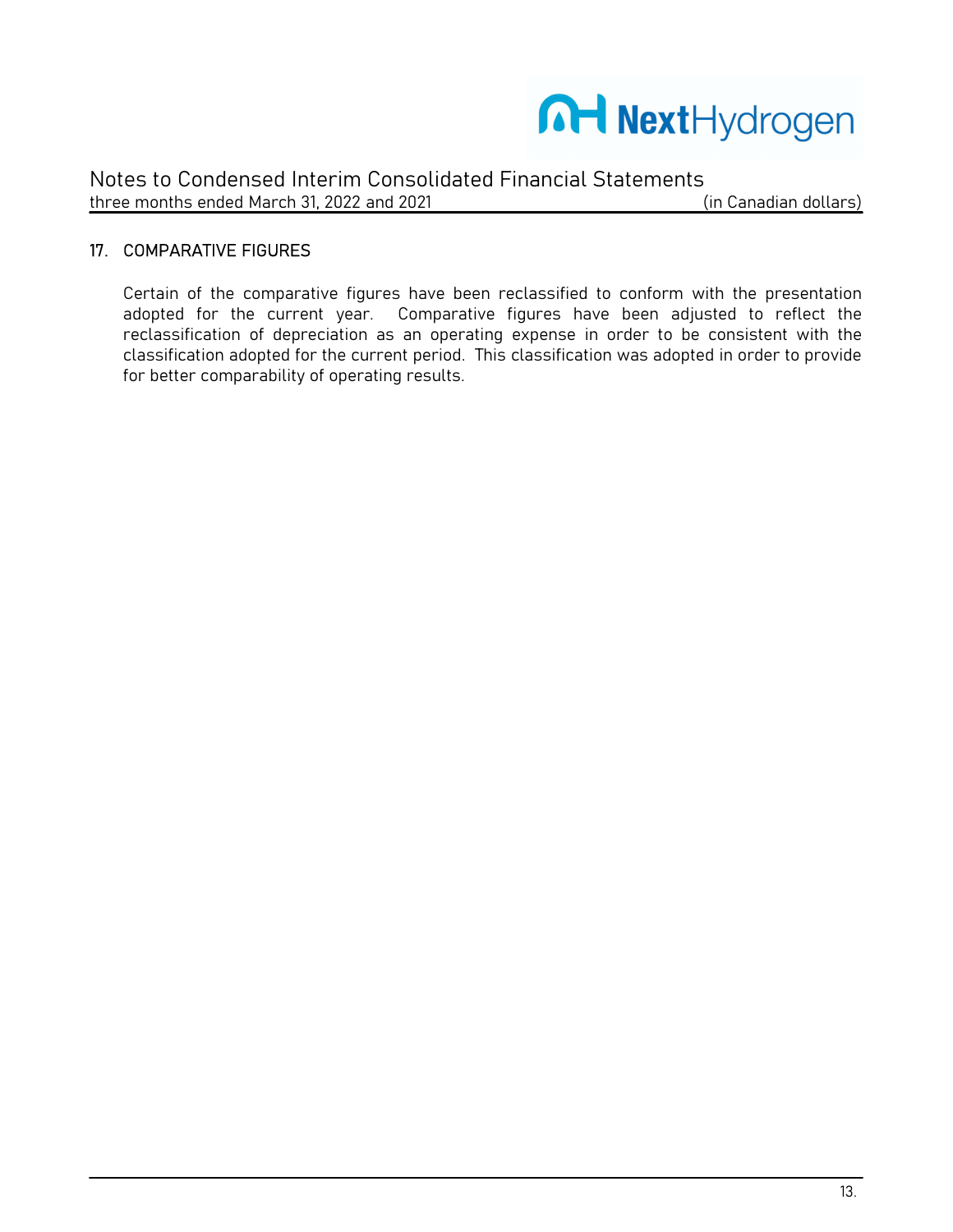## 17. COMPARATIVE FIGURES

Certain of the comparative figures have been reclassified to conform with the presentation adopted for the current year. Comparative figures have been adjusted to reflect the reclassification of depreciation as an operating expense in order to be consistent with the classification adopted for the current period. This classification was adopted in order to provide for better comparability of operating results.